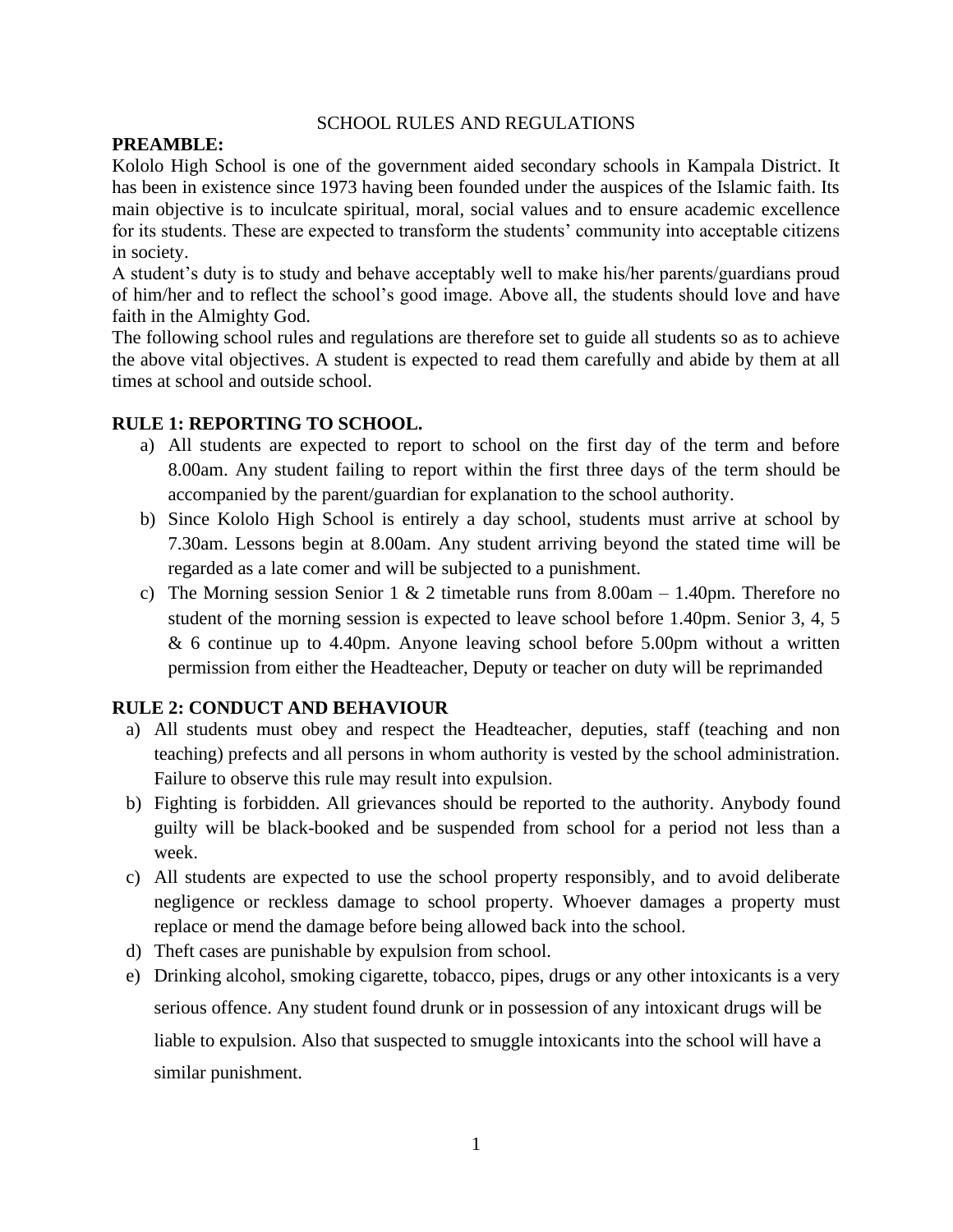# SCHOOL RULES AND REGULATIONS

**PREAMBLE:**

Kololo High School is one of the government aided secondary schools in Kampala District. It has been in existence since 1973 having been founded under the auspices of the Islamic faith. Its main objective is to inculcate spiritual, moral, social values and to ensure academic excellence for its students. These are expected to transform the students' community into acceptable citizens in society.

A student's duty is to study and behave acceptably well to make his/her parents/guardians proud of him/her and to reflect the school's good image. Above all, the students should love and have faith in the Almighty God.

The following school rules and regulations are therefore set to guide all students so as to achieve the above vital objectives. A student is expected to read them carefully and abide by them at all times at school and outside school.

## RULE 1: REPORTING TO SCHOOL.

a) All students are expected to report to school on the first day of the term and before 8.00am. Any student failing to report within the first three days of the term should be accompanied by the parent/guardian for explanation to the school authority.

b) Since Kololo High School is entirely a day school, students must arrive at school by 7.30am. Lessons begin at 8.00am. Any student arriving beyond the stated time will be regarded as a late comer and will be subjected to a punishment.

c) The Morning session Senior 1 & 2 timetable runs from 8.00am – 1.40pm. Therefore no student of the morning session is expected to leave school before 1.40pm. Senior 3, 4, 5 & 6 continue up to 4.40pm. Anyone leaving school before 5.00pm without a written permission from either the Headteacher, Deputy or teacher on duty will be reprimanded

## RULE 2: CONDUCT AND BEHAVIOUR

a) All students must obey and respect the Headteacher, deputies, staff (teaching and non teaching) prefects and all persons in whom authority is vested by the school administration. Failure to observe this rule may result into expulsion.

b) Fighting is forbidden. All grievances should be reported to the authority. Anybody found guilty will be black-booked and be suspended from school for a period not less than a week.

c) All students are expected to use the school property responsibly, and to avoid deliberate negligence or reckless damage to school property. Whoever damages a property must replace or mend the damage before being allowed back into the school.

d) Theft cases are punishable by expulsion from school.

e) Drinking alcohol, smoking cigarette, tobacco, pipes, drugs or any other intoxicants is a very serious offence. Any student found drunk or in possession of any intoxicant drugs will be liable to expulsion. Also that suspected to smuggle intoxicants into the school will have a similar punishment.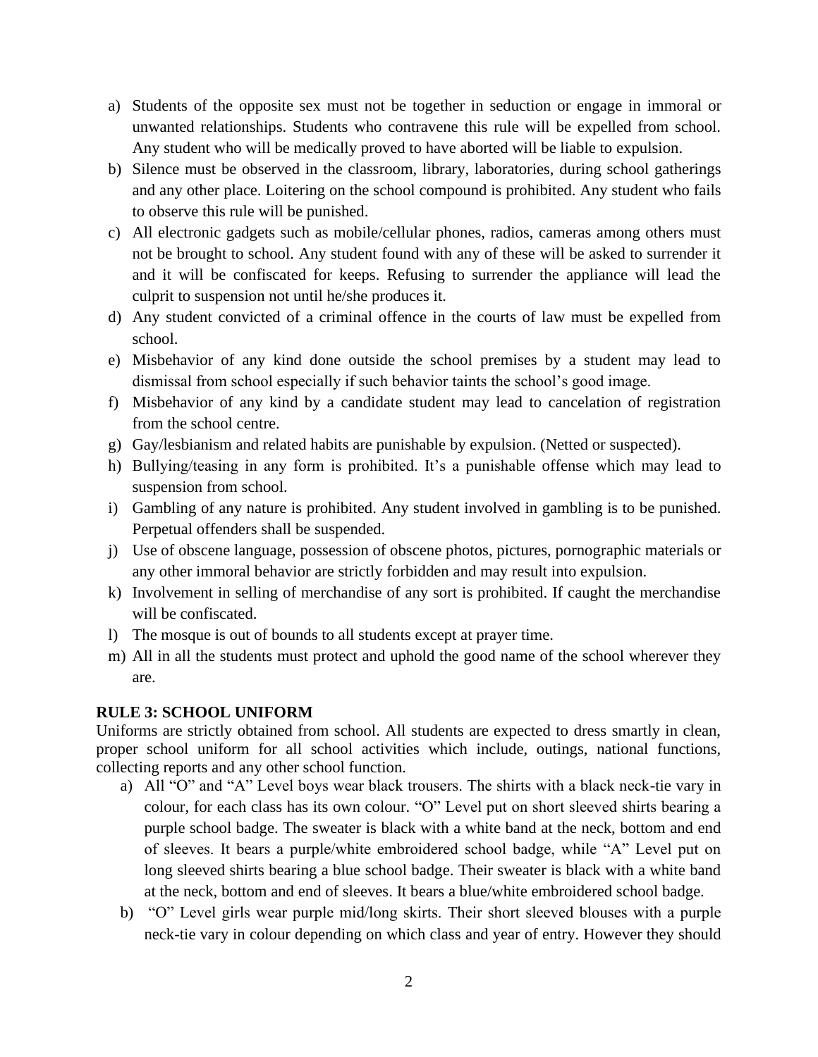a) Students of the opposite sex must not be together in seduction or engage in immoral or unwanted relationships. Students who contravene this rule will be expelled from school. Any student who will be medically proved to have aborted will be liable to expulsion.
b) Silence must be observed in the classroom, library, laboratories, during school gatherings and any other place. Loitering on the school compound is prohibited. Any student who fails to observe this rule will be punished.
c) All electronic gadgets such as mobile/cellular phones, radios, cameras among others must not be brought to school. Any student found with any of these will be asked to surrender it and it will be confiscated for keeps. Refusing to surrender the appliance will lead the culprit to suspension not until he/she produces it.
d) Any student convicted of a criminal offence in the courts of law must be expelled from school.
e) Misbehavior of any kind done outside the school premises by a student may lead to dismissal from school especially if such behavior taints the school's good image.
f) Misbehavior of any kind by a candidate student may lead to cancelation of registration from the school centre.
g) Gay/lesbianism and related habits are punishable by expulsion. (Netted or suspected).
h) Bullying/teasing in any form is prohibited. It's a punishable offense which may lead to suspension from school.
i) Gambling of any nature is prohibited. Any student involved in gambling is to be punished. Perpetual offenders shall be suspended.
j) Use of obscene language, possession of obscene photos, pictures, pornographic materials or any other immoral behavior are strictly forbidden and may result into expulsion.
k) Involvement in selling of merchandise of any sort is prohibited. If caught the merchandise will be confiscated.
l) The mosque is out of bounds to all students except at prayer time.
m) All in all the students must protect and uphold the good name of the school wherever they are.

**RULE 3: SCHOOL UNIFORM**

Uniforms are strictly obtained from school. All students are expected to dress smartly in clean, proper school uniform for all school activities which include, outings, national functions, collecting reports and any other school function.

a) All "O" and "A" Level boys wear black trousers. The shirts with a black neck-tie vary in colour, for each class has its own colour. "O" Level put on short sleeved shirts bearing a purple school badge. The sweater is black with a white band at the neck, bottom and end of sleeves. It bears a purple/white embroidered school badge, while "A" Level put on long sleeved shirts bearing a blue school badge. Their sweater is black with a white band at the neck, bottom and end of sleeves. It bears a blue/white embroidered school badge.
b) "O" Level girls wear purple mid/long skirts. Their short sleeved blouses with a purple neck-tie vary in colour depending on which class and year of entry. However they should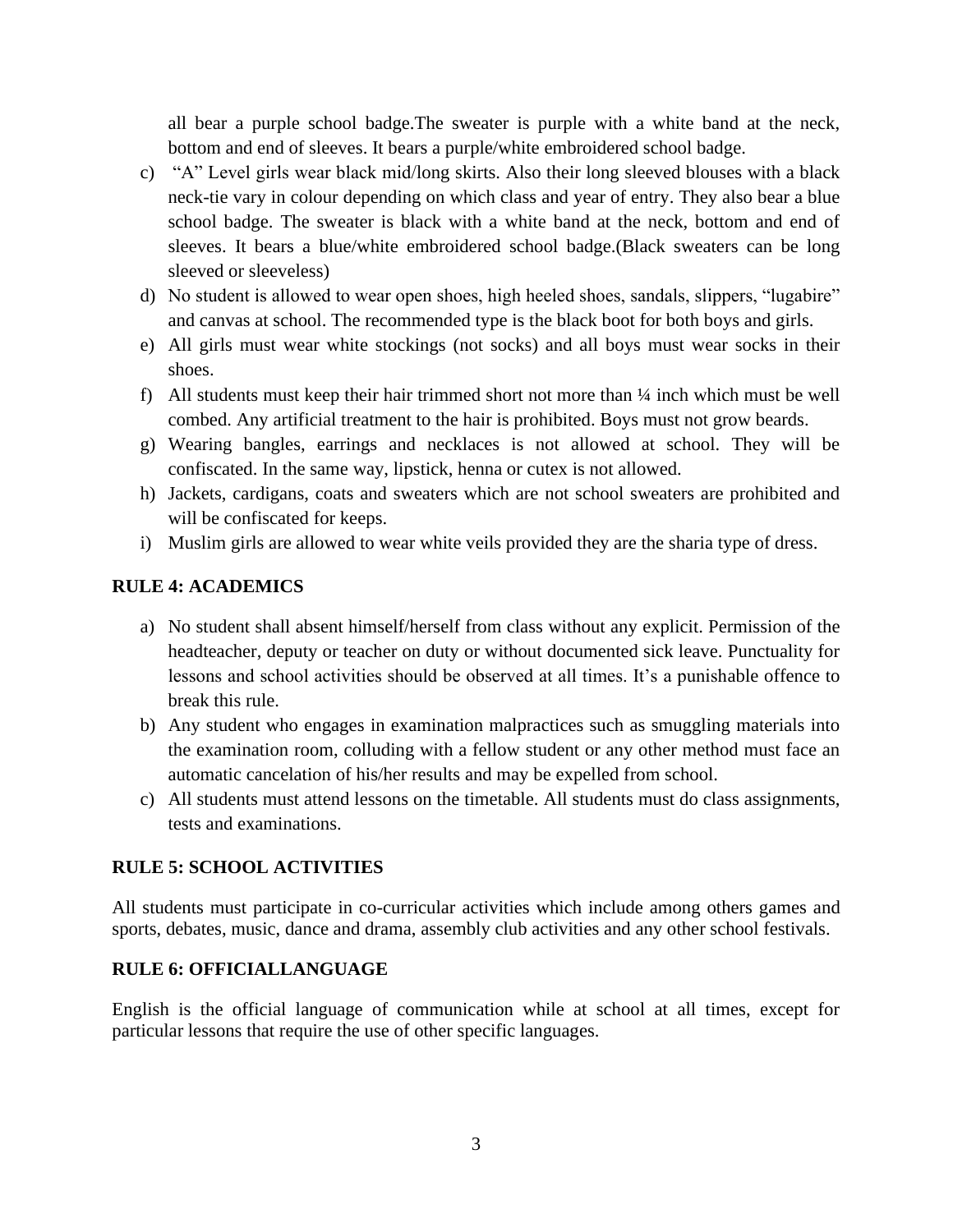all bear a purple school badge.The sweater is purple with a white band at the neck, bottom and end of sleeves. It bears a purple/white embroidered school badge.

c) "A" Level girls wear black mid/long skirts. Also their long sleeved blouses with a black neck-tie vary in colour depending on which class and year of entry. They also bear a blue school badge. The sweater is black with a white band at the neck, bottom and end of sleeves. It bears a blue/white embroidered school badge.(Black sweaters can be long sleeved or sleeveless)

d) No student is allowed to wear open shoes, high heeled shoes, sandals, slippers, "lugabire" and canvas at school. The recommended type is the black boot for both boys and girls.

e) All girls must wear white stockings (not socks) and all boys must wear socks in their shoes.

f) All students must keep their hair trimmed short not more than ¼ inch which must be well combed. Any artificial treatment to the hair is prohibited. Boys must not grow beards.

g) Wearing bangles, earrings and necklaces is not allowed at school. They will be confiscated. In the same way, lipstick, henna or cutex is not allowed.

h) Jackets, cardigans, coats and sweaters which are not school sweaters are prohibited and will be confiscated for keeps.

i) Muslim girls are allowed to wear white veils provided they are the sharia type of dress.

**RULE 4: ACADEMICS**

a) No student shall absent himself/herself from class without any explicit. Permission of the headteacher, deputy or teacher on duty or without documented sick leave. Punctuality for lessons and school activities should be observed at all times. It's a punishable offence to break this rule.

b) Any student who engages in examination malpractices such as smuggling materials into the examination room, colluding with a fellow student or any other method must face an automatic cancelation of his/her results and may be expelled from school.

c) All students must attend lessons on the timetable. All students must do class assignments, tests and examinations.

**RULE 5: SCHOOL ACTIVITIES**

All students must participate in co-curricular activities which include among others games and sports, debates, music, dance and drama, assembly club activities and any other school festivals.

**RULE 6: OFFICIALLANGUAGE**

English is the official language of communication while at school at all times, except for particular lessons that require the use of other specific languages.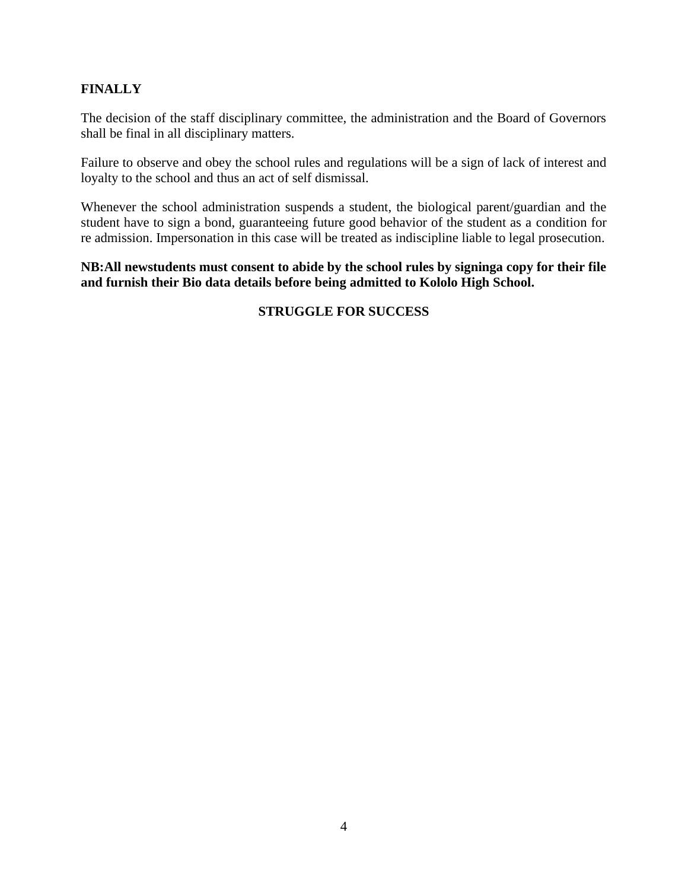**FINALLY**

The decision of the staff disciplinary committee, the administration and the Board of Governors shall be final in all disciplinary matters.

Failure to observe and obey the school rules and regulations will be a sign of lack of interest and loyalty to the school and thus an act of self dismissal.

Whenever the school administration suspends a student, the biological parent/guardian and the student have to sign a bond, guaranteeing future good behavior of the student as a condition for re admission. Impersonation in this case will be treated as indiscipline liable to legal prosecution.

**NB:All newstudents must consent to abide by the school rules by signinga copy for their file and furnish their Bio data details before being admitted to Kololo High School.**

**STRUGGLE FOR SUCCESS**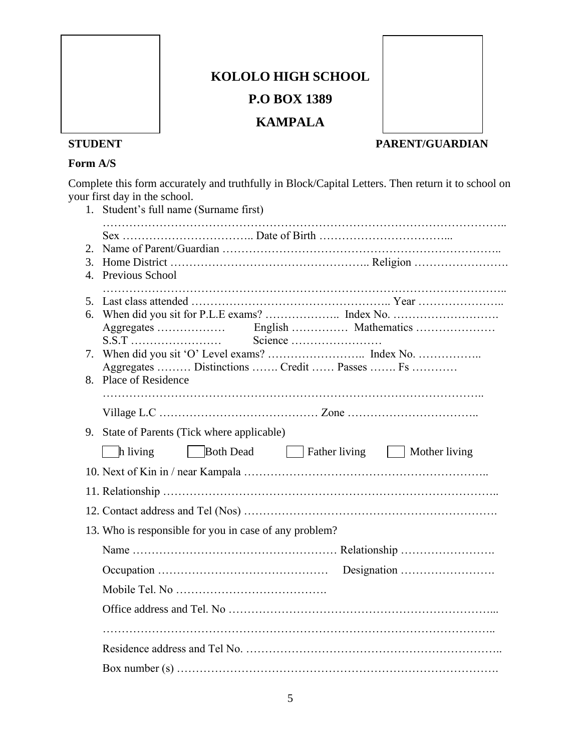# KOLOLO HIGH SCHOOL

## P.O BOX 1389

## KAMPALA

**STUDENT** **PARENT/GUARDIAN**

**Form A/S**

Complete this form accurately and truthfully in Block/Capital Letters. Then return it to school on your first day in the school.

1. Student's full name (Surname first)
   ……………………………………………………………………………………………..
   Sex …………………………….. Date of Birth …………………………...
2. Name of Parent/Guardian ……………………………………………………………..
3. Home District …………………………………………….. Religion …………………….
4. Previous School
   ……………………………………………………………………………………………..
5. Last class attended …………………………………………….. Year …………………..
6. When did you sit for P.L.E exams? ……………….. Index No. ……………………….
   Aggregates ……………… English …………… Mathematics …………………
   S.S.T …………………… Science ……………………
7. When did you sit 'O' Level exams? …………………….. Index No. ……………..
   Aggregates ……… Distinctions ……. Credit …… Passes ……. Fs …………
8. Place of Residence
   ……………………………………………………………………………………..
   Village L.C …………………………………… Zone ……………………………..
9. State of Parents (Tick where applicable)
   ☐ h living ☐ Both Dead ☐ Father living ☐ Mother living
10. Next of Kin in / near Kampala ……………………………………………………..
11. Relationship …………………………………………………………………………..
12. Contact address and Tel (Nos) ……………………………………………………….
13. Who is responsible for you in case of any problem?
    Name ……………………………………………… Relationship …………………….
    Occupation ……………………………………… Designation …………………….
    Mobile Tel. No ………………………………….
    Office address and Tel. No …………………………………………………………...
    ……………………………………………………………………………………..
    Residence address and Tel No. ………………………………………………………..
    Box number (s) ………………………………………………………………………….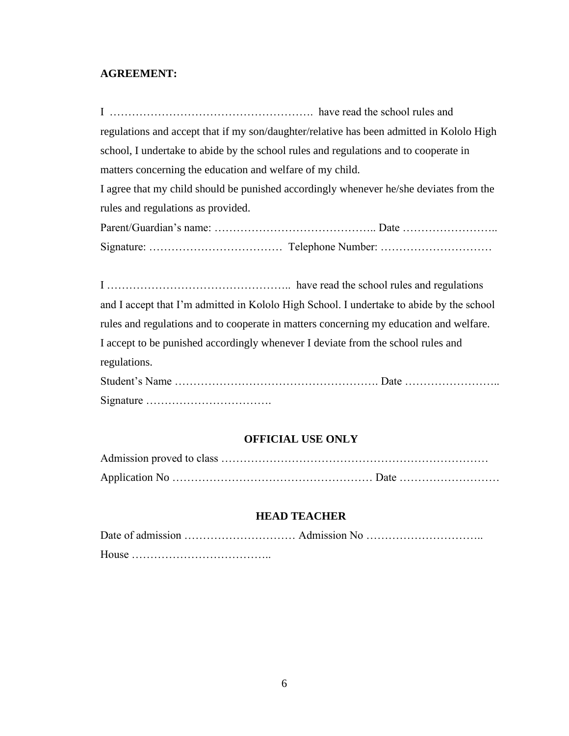**AGREEMENT:**

I ………………………………………………. have read the school rules and regulations and accept that if my son/daughter/relative has been admitted in Kololo High school, I undertake to abide by the school rules and regulations and to cooperate in matters concerning the education and welfare of my child.

I agree that my child should be punished accordingly whenever he/she deviates from the rules and regulations as provided.

Parent/Guardian's name: …………………………………….. Date ……………………..

Signature: ……………………………… Telephone Number: …………………………

I ………………………………………….. have read the school rules and regulations and I accept that I'm admitted in Kololo High School. I undertake to abide by the school rules and regulations and to cooperate in matters concerning my education and welfare. I accept to be punished accordingly whenever I deviate from the school rules and regulations.

Student's Name ………………………………………………. Date ……………………..

Signature …………………………….

**OFFICIAL USE ONLY**

Admission proved to class ………………………………………………………………

Application No ……………………………………………… Date ………………………

**HEAD TEACHER**

Date of admission ………………………… Admission No …………………………..

House ………………………………..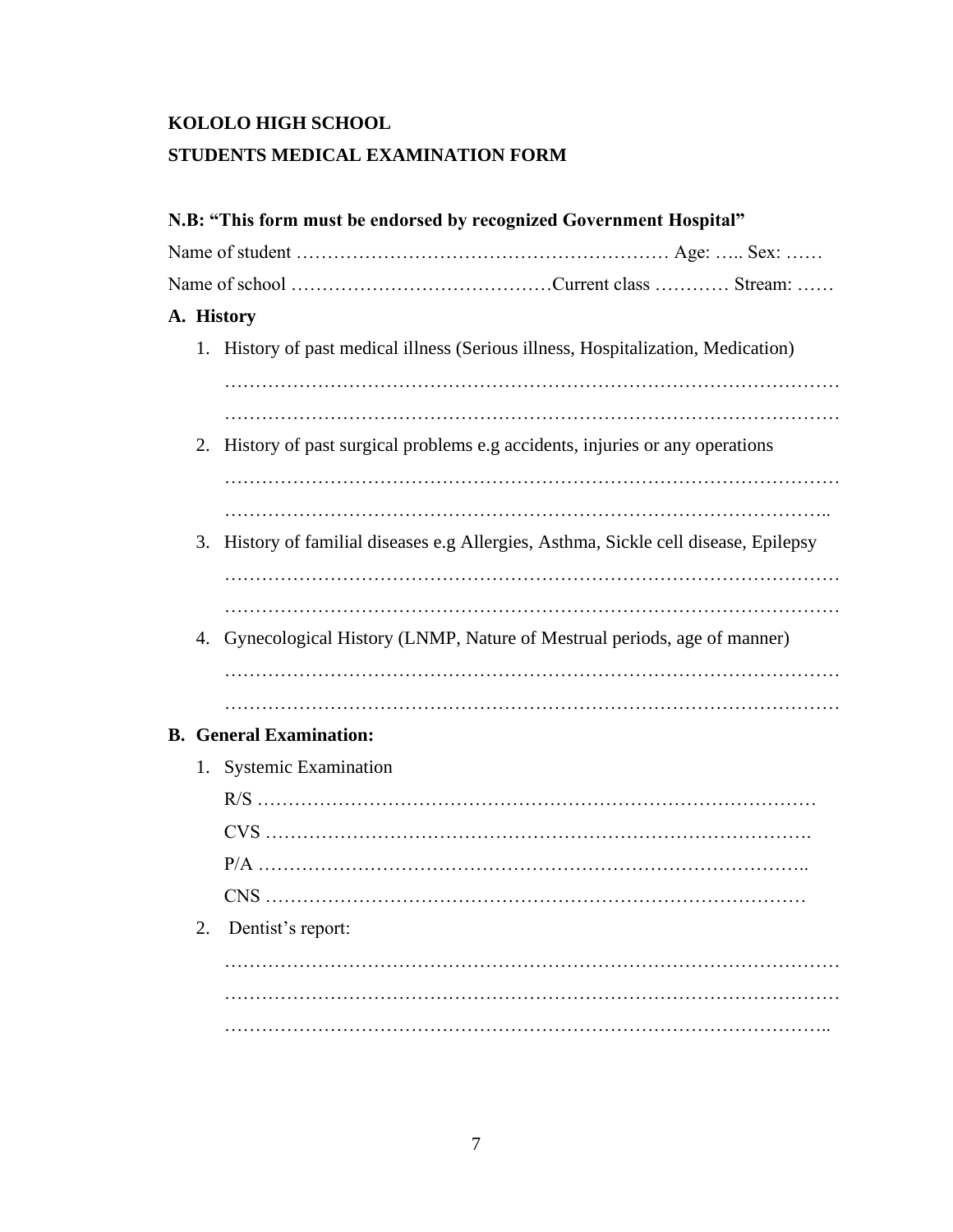**KOLOLO HIGH SCHOOL**

**STUDENTS MEDICAL EXAMINATION FORM**

**N.B: "This form must be endorsed by recognized Government Hospital"**

Name of student …………………………………………………… Age: ….. Sex: ……

Name of school ……………………………………Current class ………… Stream: ……

**A. History**

1. History of past medical illness (Serious illness, Hospitalization, Medication)

   ……………………………………………………………………………………

   ……………………………………………………………………………………

2. History of past surgical problems e.g accidents, injuries or any operations

   ……………………………………………………………………………………

   …………………………………………………………………………………..

3. History of familial diseases e.g Allergies, Asthma, Sickle cell disease, Epilepsy

   ……………………………………………………………………………………

   ……………………………………………………………………………………

4. Gynecological History (LNMP, Nature of Mestrual periods, age of manner)

   ……………………………………………………………………………………

   ……………………………………………………………………………………

**B. General Examination:**

1. Systemic Examination

   R/S ………………………………………………………………………………

   CVS ……………………………………………………………………………….

   P/A ……………………………………………………………………………..

   CNS ……………………………………………………………………………

2. Dentist's report:

   ……………………………………………………………………………………

   ……………………………………………………………………………………

   …………………………………………………………………………………..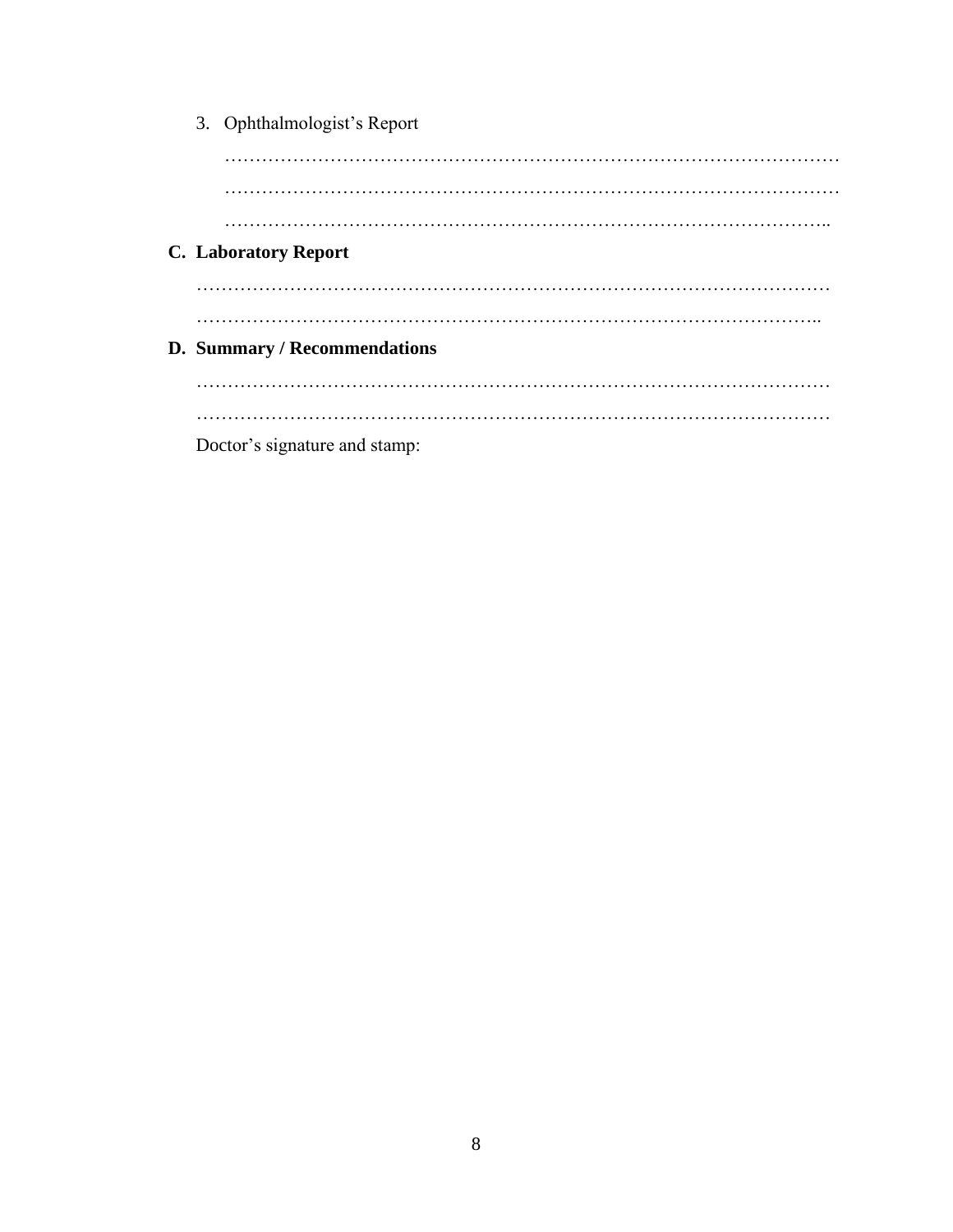3. Ophthalmologist's Report

………………………………………………………………………………………
………………………………………………………………………………………
……………………………………………………………………………………..

## C. Laboratory Report

……………………………………………………………………………………….
……………………………………………………………………………………..

## D. Summary / Recommendations

………………………………………………………………………………………
………………………………………………………………………………………

Doctor's signature and stamp: